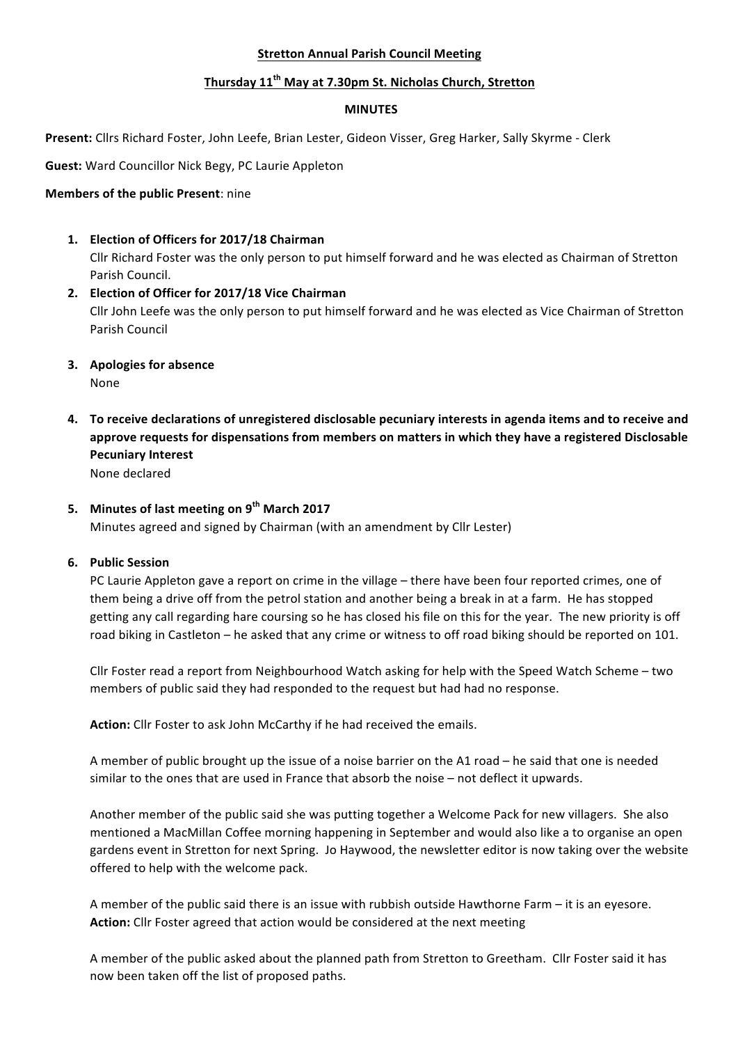**Stretton Annual Parish Council Meeting**

**Thursday 11th May at 7.30pm St. Nicholas Church, Stretton**

**MINUTES**

**Present:** Cllrs Richard Foster, John Leefe, Brian Lester, Gideon Visser, Greg Harker, Sally Skyrme - Clerk

**Guest:** Ward Councillor Nick Begy, PC Laurie Appleton

**Members of the public Present**: nine

1. **Election of Officers for 2017/18 Chairman**
   Cllr Richard Foster was the only person to put himself forward and he was elected as Chairman of Stretton Parish Council.
2. **Election of Officer for 2017/18 Vice Chairman**
   Cllr John Leefe was the only person to put himself forward and he was elected as Vice Chairman of Stretton Parish Council
3. **Apologies for absence**
   None
4. **To receive declarations of unregistered disclosable pecuniary interests in agenda items and to receive and approve requests for dispensations from members on matters in which they have a registered Disclosable Pecuniary Interest**
   None declared
5. **Minutes of last meeting on 9th March 2017**
   Minutes agreed and signed by Chairman (with an amendment by Cllr Lester)
6. **Public Session**
   PC Laurie Appleton gave a report on crime in the village – there have been four reported crimes, one of them being a drive off from the petrol station and another being a break in at a farm. He has stopped getting any call regarding hare coursing so he has closed his file on this for the year. The new priority is off road biking in Castleton – he asked that any crime or witness to off road biking should be reported on 101.

   Cllr Foster read a report from Neighbourhood Watch asking for help with the Speed Watch Scheme – two members of public said they had responded to the request but had had no response.

   **Action:** Cllr Foster to ask John McCarthy if he had received the emails.

   A member of public brought up the issue of a noise barrier on the A1 road – he said that one is needed similar to the ones that are used in France that absorb the noise – not deflect it upwards.

   Another member of the public said she was putting together a Welcome Pack for new villagers. She also mentioned a MacMillan Coffee morning happening in September and would also like a to organise an open gardens event in Stretton for next Spring. Jo Haywood, the newsletter editor is now taking over the website offered to help with the welcome pack.

   A member of the public said there is an issue with rubbish outside Hawthorne Farm – it is an eyesore.
   **Action:** Cllr Foster agreed that action would be considered at the next meeting

   A member of the public asked about the planned path from Stretton to Greetham. Cllr Foster said it has now been taken off the list of proposed paths.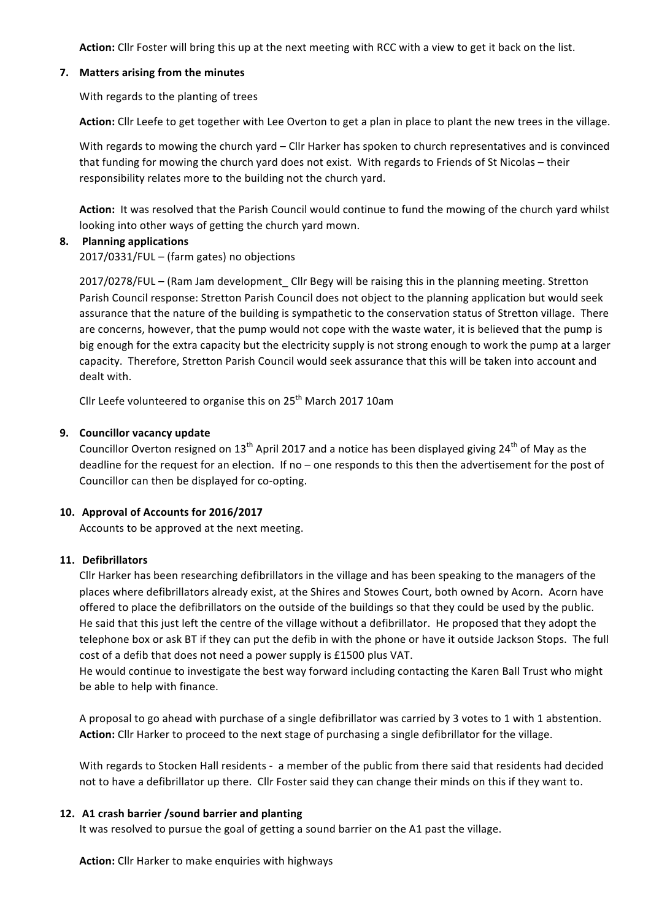**Action:** Cllr Foster will bring this up at the next meeting with RCC with a view to get it back on the list.

## 7. Matters arising from the minutes

With regards to the planting of trees

**Action:** Cllr Leefe to get together with Lee Overton to get a plan in place to plant the new trees in the village.

With regards to mowing the church yard – Cllr Harker has spoken to church representatives and is convinced that funding for mowing the church yard does not exist. With regards to Friends of St Nicolas – their responsibility relates more to the building not the church yard.

**Action:** It was resolved that the Parish Council would continue to fund the mowing of the church yard whilst looking into other ways of getting the church yard mown.

## 8. Planning applications

2017/0331/FUL – (farm gates) no objections

2017/0278/FUL – (Ram Jam development_ Cllr Begy will be raising this in the planning meeting. Stretton Parish Council response: Stretton Parish Council does not object to the planning application but would seek assurance that the nature of the building is sympathetic to the conservation status of Stretton village. There are concerns, however, that the pump would not cope with the waste water, it is believed that the pump is big enough for the extra capacity but the electricity supply is not strong enough to work the pump at a larger capacity. Therefore, Stretton Parish Council would seek assurance that this will be taken into account and dealt with.

Cllr Leefe volunteered to organise this on 25th March 2017 10am

## 9. Councillor vacancy update

Councillor Overton resigned on 13th April 2017 and a notice has been displayed giving 24th of May as the deadline for the request for an election. If no – one responds to this then the advertisement for the post of Councillor can then be displayed for co-opting.

## 10. Approval of Accounts for 2016/2017

Accounts to be approved at the next meeting.

## 11. Defibrillators

Cllr Harker has been researching defibrillators in the village and has been speaking to the managers of the places where defibrillators already exist, at the Shires and Stowes Court, both owned by Acorn. Acorn have offered to place the defibrillators on the outside of the buildings so that they could be used by the public. He said that this just left the centre of the village without a defibrillator. He proposed that they adopt the telephone box or ask BT if they can put the defib in with the phone or have it outside Jackson Stops. The full cost of a defib that does not need a power supply is £1500 plus VAT.
He would continue to investigate the best way forward including contacting the Karen Ball Trust who might be able to help with finance.

A proposal to go ahead with purchase of a single defibrillator was carried by 3 votes to 1 with 1 abstention.
**Action:** Cllr Harker to proceed to the next stage of purchasing a single defibrillator for the village.

With regards to Stocken Hall residents - a member of the public from there said that residents had decided not to have a defibrillator up there. Cllr Foster said they can change their minds on this if they want to.

## 12. A1 crash barrier /sound barrier and planting

It was resolved to pursue the goal of getting a sound barrier on the A1 past the village.

**Action:** Cllr Harker to make enquiries with highways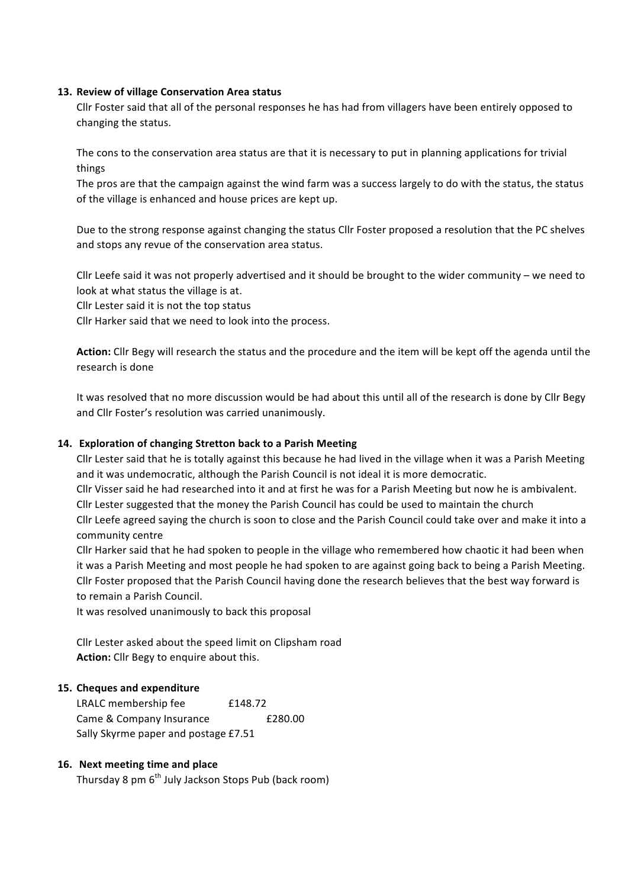**13. Review of village Conservation Area status**

Cllr Foster said that all of the personal responses he has had from villagers have been entirely opposed to changing the status.

The cons to the conservation area status are that it is necessary to put in planning applications for trivial things
The pros are that the campaign against the wind farm was a success largely to do with the status, the status of the village is enhanced and house prices are kept up.

Due to the strong response against changing the status Cllr Foster proposed a resolution that the PC shelves and stops any revue of the conservation area status.

Cllr Leefe said it was not properly advertised and it should be brought to the wider community – we need to look at what status the village is at.
Cllr Lester said it is not the top status
Cllr Harker said that we need to look into the process.

**Action:** Cllr Begy will research the status and the procedure and the item will be kept off the agenda until the research is done

It was resolved that no more discussion would be had about this until all of the research is done by Cllr Begy and Cllr Foster's resolution was carried unanimously.

**14. Exploration of changing Stretton back to a Parish Meeting**

Cllr Lester said that he is totally against this because he had lived in the village when it was a Parish Meeting and it was undemocratic, although the Parish Council is not ideal it is more democratic.
Cllr Visser said he had researched into it and at first he was for a Parish Meeting but now he is ambivalent.
Cllr Lester suggested that the money the Parish Council has could be used to maintain the church
Cllr Leefe agreed saying the church is soon to close and the Parish Council could take over and make it into a community centre
Cllr Harker said that he had spoken to people in the village who remembered how chaotic it had been when it was a Parish Meeting and most people he had spoken to are against going back to being a Parish Meeting.
Cllr Foster proposed that the Parish Council having done the research believes that the best way forward is to remain a Parish Council.
It was resolved unanimously to back this proposal

Cllr Lester asked about the speed limit on Clipsham road
**Action:** Cllr Begy to enquire about this.

**15. Cheques and expenditure**

LRALC membership fee £148.72
Came & Company Insurance £280.00
Sally Skyrme paper and postage £7.51

**16. Next meeting time and place**

Thursday 8 pm 6th July Jackson Stops Pub (back room)